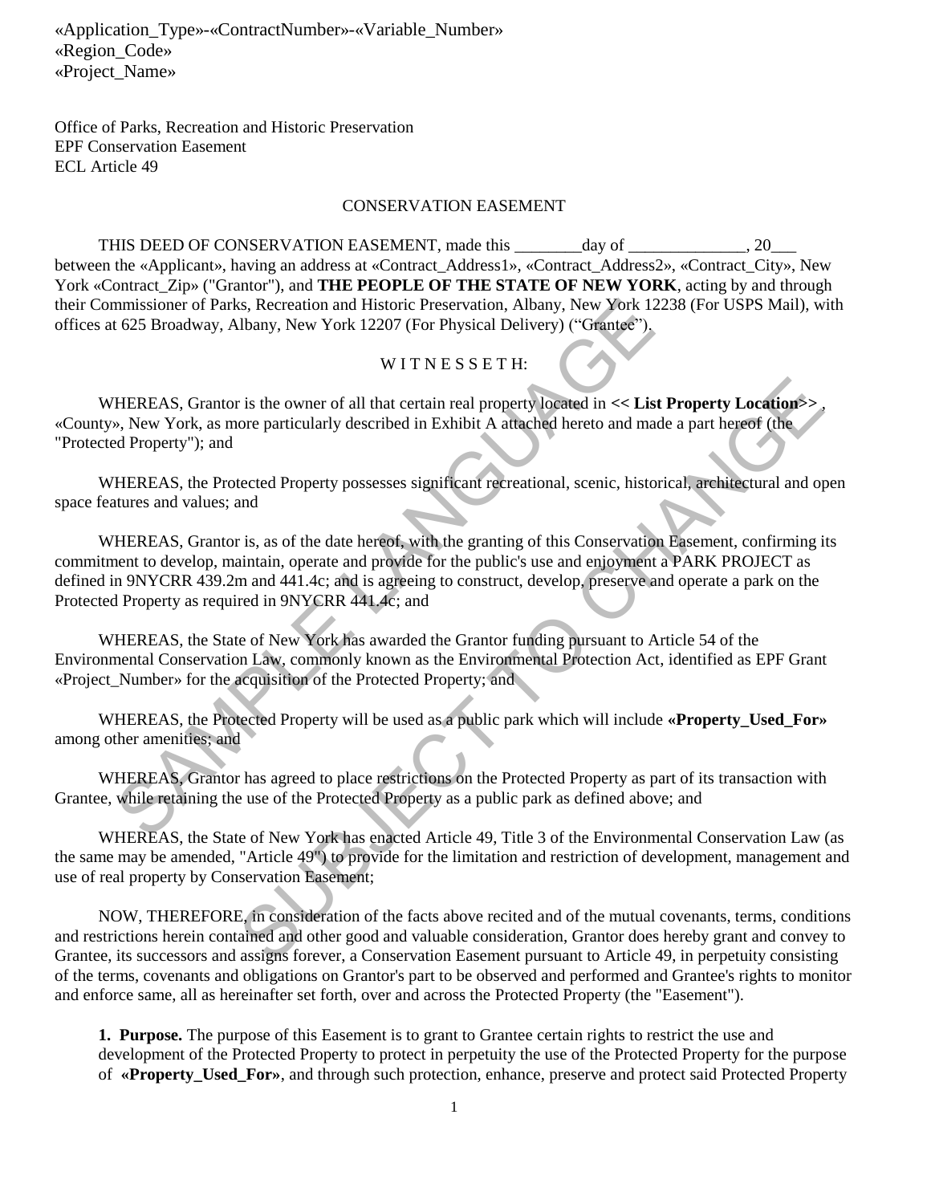«Application_Type»-«ContractNumber»-«Variable_Number»
«Region_Code»
«Project_Name»

Office of Parks, Recreation and Historic Preservation
EPF Conservation Easement
ECL Article 49

CONSERVATION EASEMENT

THIS DEED OF CONSERVATION EASEMENT, made this ________day of ______________, 20___ between the «Applicant», having an address at «Contract_Address1», «Contract_Address2», «Contract_City», New York «Contract_Zip» ("Grantor"), and **THE PEOPLE OF THE STATE OF NEW YORK**, acting by and through their Commissioner of Parks, Recreation and Historic Preservation, Albany, New York 12238 (For USPS Mail), with offices at 625 Broadway, Albany, New York 12207 (For Physical Delivery) ("Grantee").

W I T N E S S E T H:

WHEREAS, Grantor is the owner of all that certain real property located in **<< List Property Location>>** , «County», New York, as more particularly described in Exhibit A attached hereto and made a part hereof (the "Protected Property"); and

WHEREAS, the Protected Property possesses significant recreational, scenic, historical, architectural and open space features and values; and

WHEREAS, Grantor is, as of the date hereof, with the granting of this Conservation Easement, confirming its commitment to develop, maintain, operate and provide for the public's use and enjoyment a PARK PROJECT as defined in 9NYCRR 439.2m and 441.4c; and is agreeing to construct, develop, preserve and operate a park on the Protected Property as required in 9NYCRR 441.4c; and

WHEREAS, the State of New York has awarded the Grantor funding pursuant to Article 54 of the Environmental Conservation Law, commonly known as the Environmental Protection Act, identified as EPF Grant «Project_Number» for the acquisition of the Protected Property; and

WHEREAS, the Protected Property will be used as a public park which will include **«Property_Used_For»** among other amenities; and

WHEREAS, Grantor has agreed to place restrictions on the Protected Property as part of its transaction with Grantee, while retaining the use of the Protected Property as a public park as defined above; and

WHEREAS, the State of New York has enacted Article 49, Title 3 of the Environmental Conservation Law (as the same may be amended, "Article 49") to provide for the limitation and restriction of development, management and use of real property by Conservation Easement;

NOW, THEREFORE, in consideration of the facts above recited and of the mutual covenants, terms, conditions and restrictions herein contained and other good and valuable consideration, Grantor does hereby grant and convey to Grantee, its successors and assigns forever, a Conservation Easement pursuant to Article 49, in perpetuity consisting of the terms, covenants and obligations on Grantor's part to be observed and performed and Grantee's rights to monitor and enforce same, all as hereinafter set forth, over and across the Protected Property (the "Easement").

**1. Purpose.** The purpose of this Easement is to grant to Grantee certain rights to restrict the use and development of the Protected Property to protect in perpetuity the use of the Protected Property for the purpose of **«Property_Used_For»**, and through such protection, enhance, preserve and protect said Protected Property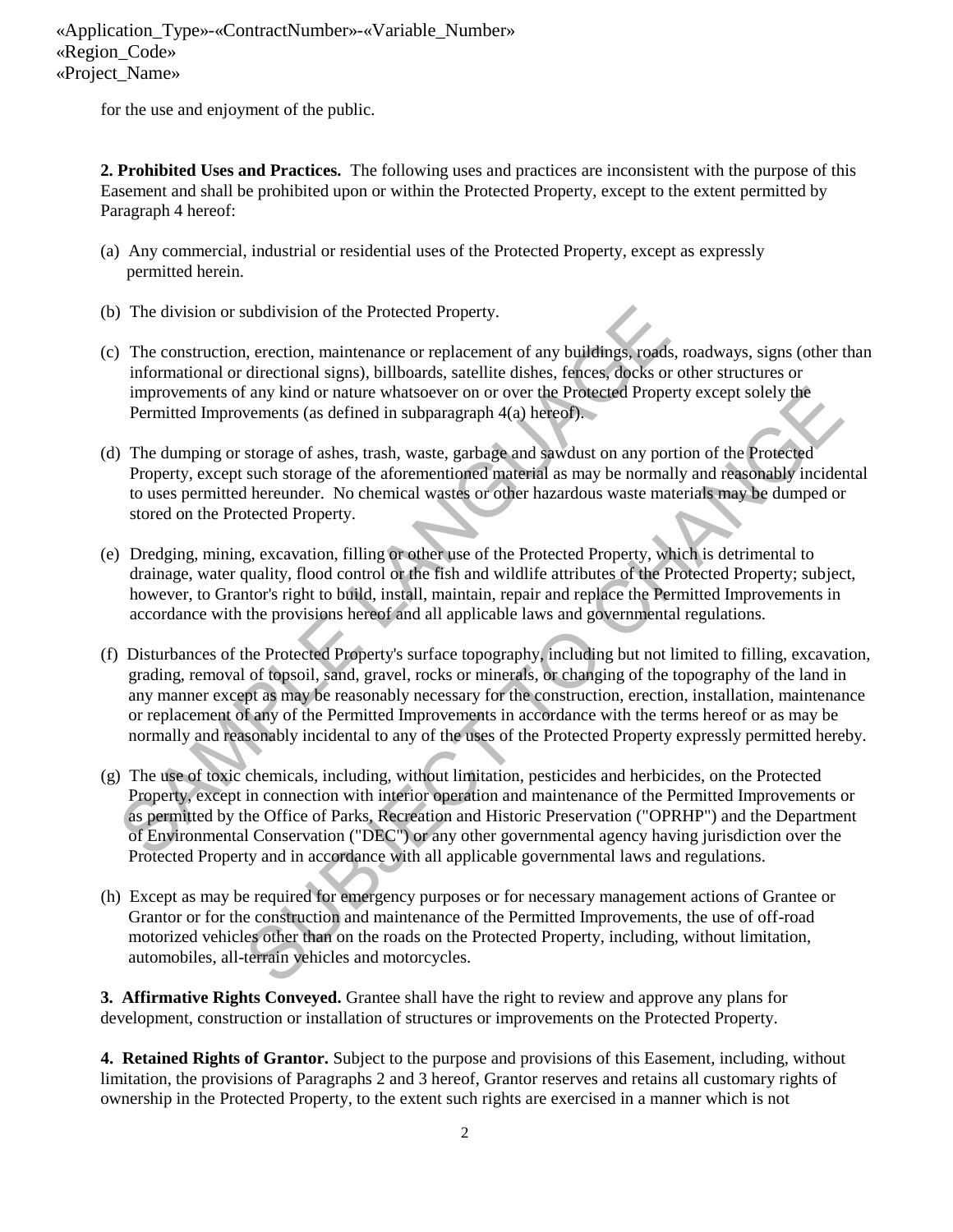for the use and enjoyment of the public.

**2. Prohibited Uses and Practices.** The following uses and practices are inconsistent with the purpose of this Easement and shall be prohibited upon or within the Protected Property, except to the extent permitted by Paragraph 4 hereof:

(a) Any commercial, industrial or residential uses of the Protected Property, except as expressly permitted herein.

(b) The division or subdivision of the Protected Property.

(c) The construction, erection, maintenance or replacement of any buildings, roads, roadways, signs (other than informational or directional signs), billboards, satellite dishes, fences, docks or other structures or improvements of any kind or nature whatsoever on or over the Protected Property except solely the Permitted Improvements (as defined in subparagraph 4(a) hereof).

(d) The dumping or storage of ashes, trash, waste, garbage and sawdust on any portion of the Protected Property, except such storage of the aforementioned material as may be normally and reasonably incidental to uses permitted hereunder. No chemical wastes or other hazardous waste materials may be dumped or stored on the Protected Property.

(e) Dredging, mining, excavation, filling or other use of the Protected Property, which is detrimental to drainage, water quality, flood control or the fish and wildlife attributes of the Protected Property; subject, however, to Grantor's right to build, install, maintain, repair and replace the Permitted Improvements in accordance with the provisions hereof and all applicable laws and governmental regulations.

(f) Disturbances of the Protected Property's surface topography, including but not limited to filling, excavation, grading, removal of topsoil, sand, gravel, rocks or minerals, or changing of the topography of the land in any manner except as may be reasonably necessary for the construction, erection, installation, maintenance or replacement of any of the Permitted Improvements in accordance with the terms hereof or as may be normally and reasonably incidental to any of the uses of the Protected Property expressly permitted hereby.

(g) The use of toxic chemicals, including, without limitation, pesticides and herbicides, on the Protected Property, except in connection with interior operation and maintenance of the Permitted Improvements or as permitted by the Office of Parks, Recreation and Historic Preservation ("OPRHP") and the Department of Environmental Conservation ("DEC") or any other governmental agency having jurisdiction over the Protected Property and in accordance with all applicable governmental laws and regulations.

(h) Except as may be required for emergency purposes or for necessary management actions of Grantee or Grantor or for the construction and maintenance of the Permitted Improvements, the use of off-road motorized vehicles other than on the roads on the Protected Property, including, without limitation, automobiles, all-terrain vehicles and motorcycles.

**3. Affirmative Rights Conveyed.** Grantee shall have the right to review and approve any plans for development, construction or installation of structures or improvements on the Protected Property.

**4. Retained Rights of Grantor.** Subject to the purpose and provisions of this Easement, including, without limitation, the provisions of Paragraphs 2 and 3 hereof, Grantor reserves and retains all customary rights of ownership in the Protected Property, to the extent such rights are exercised in a manner which is not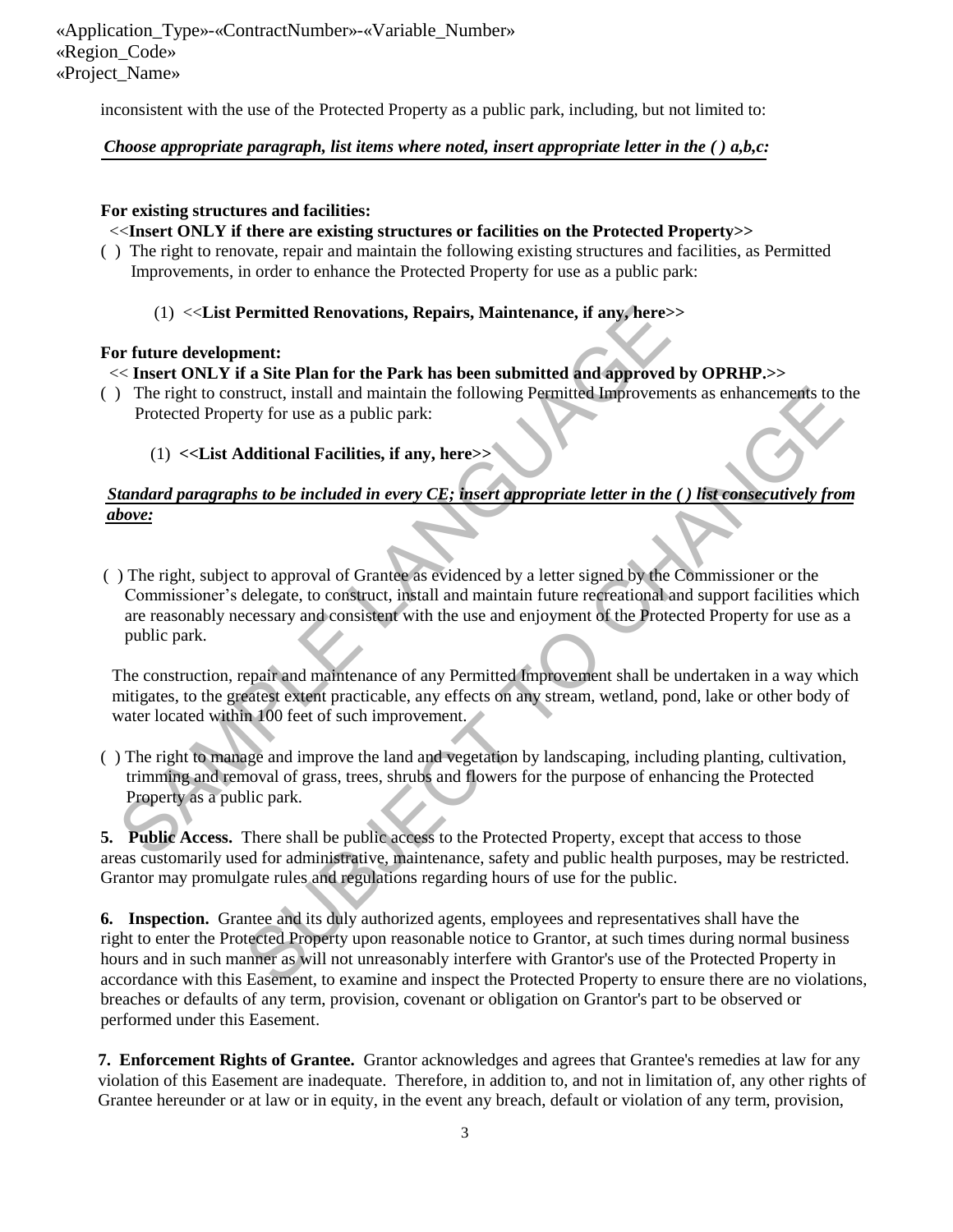inconsistent with the use of the Protected Property as a public park, including, but not limited to:

***Choose appropriate paragraph, list items where noted, insert appropriate letter in the ( ) a,b,c:***

**For existing structures and facilities:**

<<**Insert ONLY if there are existing structures or facilities on the Protected Property>>**

( ) The right to renovate, repair and maintain the following existing structures and facilities, as Permitted Improvements, in order to enhance the Protected Property for use as a public park:

(1) <<**List Permitted Renovations, Repairs, Maintenance, if any, here>>**

**For future development:**

<< **Insert ONLY if a Site Plan for the Park has been submitted and approved by OPRHP.>>**

( ) The right to construct, install and maintain the following Permitted Improvements as enhancements to the Protected Property for use as a public park:

(1) **<<List Additional Facilities, if any, here>>**

***Standard paragraphs to be included in every CE; insert appropriate letter in the ( ) list consecutively from above:***

( ) The right, subject to approval of Grantee as evidenced by a letter signed by the Commissioner or the Commissioner's delegate, to construct, install and maintain future recreational and support facilities which are reasonably necessary and consistent with the use and enjoyment of the Protected Property for use as a public park.

The construction, repair and maintenance of any Permitted Improvement shall be undertaken in a way which mitigates, to the greatest extent practicable, any effects on any stream, wetland, pond, lake or other body of water located within 100 feet of such improvement.

( ) The right to manage and improve the land and vegetation by landscaping, including planting, cultivation, trimming and removal of grass, trees, shrubs and flowers for the purpose of enhancing the Protected Property as a public park.

**5. Public Access.** There shall be public access to the Protected Property, except that access to those areas customarily used for administrative, maintenance, safety and public health purposes, may be restricted. Grantor may promulgate rules and regulations regarding hours of use for the public.

**6. Inspection.** Grantee and its duly authorized agents, employees and representatives shall have the right to enter the Protected Property upon reasonable notice to Grantor, at such times during normal business hours and in such manner as will not unreasonably interfere with Grantor's use of the Protected Property in accordance with this Easement, to examine and inspect the Protected Property to ensure there are no violations, breaches or defaults of any term, provision, covenant or obligation on Grantor's part to be observed or performed under this Easement.

**7. Enforcement Rights of Grantee.** Grantor acknowledges and agrees that Grantee's remedies at law for any violation of this Easement are inadequate. Therefore, in addition to, and not in limitation of, any other rights of Grantee hereunder or at law or in equity, in the event any breach, default or violation of any term, provision,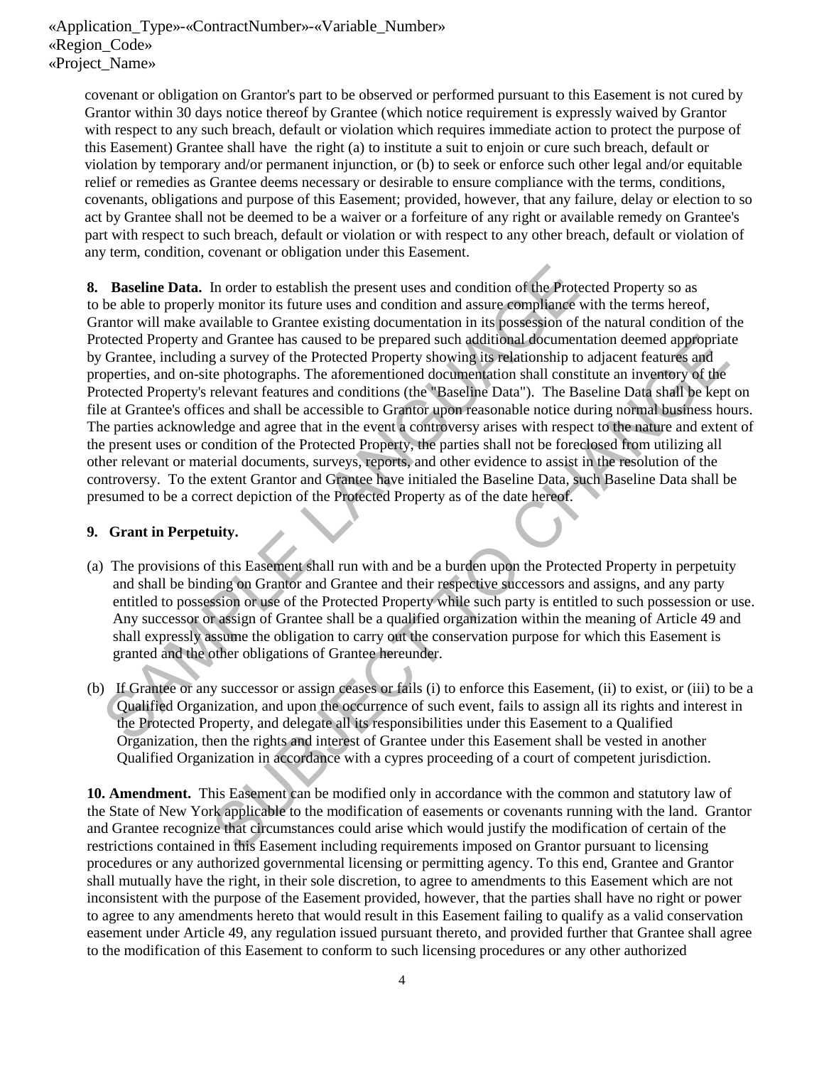covenant or obligation on Grantor's part to be observed or performed pursuant to this Easement is not cured by Grantor within 30 days notice thereof by Grantee (which notice requirement is expressly waived by Grantor with respect to any such breach, default or violation which requires immediate action to protect the purpose of this Easement) Grantee shall have the right (a) to institute a suit to enjoin or cure such breach, default or violation by temporary and/or permanent injunction, or (b) to seek or enforce such other legal and/or equitable relief or remedies as Grantee deems necessary or desirable to ensure compliance with the terms, conditions, covenants, obligations and purpose of this Easement; provided, however, that any failure, delay or election to so act by Grantee shall not be deemed to be a waiver or a forfeiture of any right or available remedy on Grantee's part with respect to such breach, default or violation or with respect to any other breach, default or violation of any term, condition, covenant or obligation under this Easement.

**8. Baseline Data.** In order to establish the present uses and condition of the Protected Property so as to be able to properly monitor its future uses and condition and assure compliance with the terms hereof, Grantor will make available to Grantee existing documentation in its possession of the natural condition of the Protected Property and Grantee has caused to be prepared such additional documentation deemed appropriate by Grantee, including a survey of the Protected Property showing its relationship to adjacent features and properties, and on-site photographs. The aforementioned documentation shall constitute an inventory of the Protected Property's relevant features and conditions (the "Baseline Data"). The Baseline Data shall be kept on file at Grantee's offices and shall be accessible to Grantor upon reasonable notice during normal business hours. The parties acknowledge and agree that in the event a controversy arises with respect to the nature and extent of the present uses or condition of the Protected Property, the parties shall not be foreclosed from utilizing all other relevant or material documents, surveys, reports, and other evidence to assist in the resolution of the controversy. To the extent Grantor and Grantee have initialed the Baseline Data, such Baseline Data shall be presumed to be a correct depiction of the Protected Property as of the date hereof.

**9. Grant in Perpetuity.**

(a) The provisions of this Easement shall run with and be a burden upon the Protected Property in perpetuity and shall be binding on Grantor and Grantee and their respective successors and assigns, and any party entitled to possession or use of the Protected Property while such party is entitled to such possession or use. Any successor or assign of Grantee shall be a qualified organization within the meaning of Article 49 and shall expressly assume the obligation to carry out the conservation purpose for which this Easement is granted and the other obligations of Grantee hereunder.

(b) If Grantee or any successor or assign ceases or fails (i) to enforce this Easement, (ii) to exist, or (iii) to be a Qualified Organization, and upon the occurrence of such event, fails to assign all its rights and interest in the Protected Property, and delegate all its responsibilities under this Easement to a Qualified Organization, then the rights and interest of Grantee under this Easement shall be vested in another Qualified Organization in accordance with a cypres proceeding of a court of competent jurisdiction.

**10. Amendment.** This Easement can be modified only in accordance with the common and statutory law of the State of New York applicable to the modification of easements or covenants running with the land. Grantor and Grantee recognize that circumstances could arise which would justify the modification of certain of the restrictions contained in this Easement including requirements imposed on Grantor pursuant to licensing procedures or any authorized governmental licensing or permitting agency. To this end, Grantee and Grantor shall mutually have the right, in their sole discretion, to agree to amendments to this Easement which are not inconsistent with the purpose of the Easement provided, however, that the parties shall have no right or power to agree to any amendments hereto that would result in this Easement failing to qualify as a valid conservation easement under Article 49, any regulation issued pursuant thereto, and provided further that Grantee shall agree to the modification of this Easement to conform to such licensing procedures or any other authorized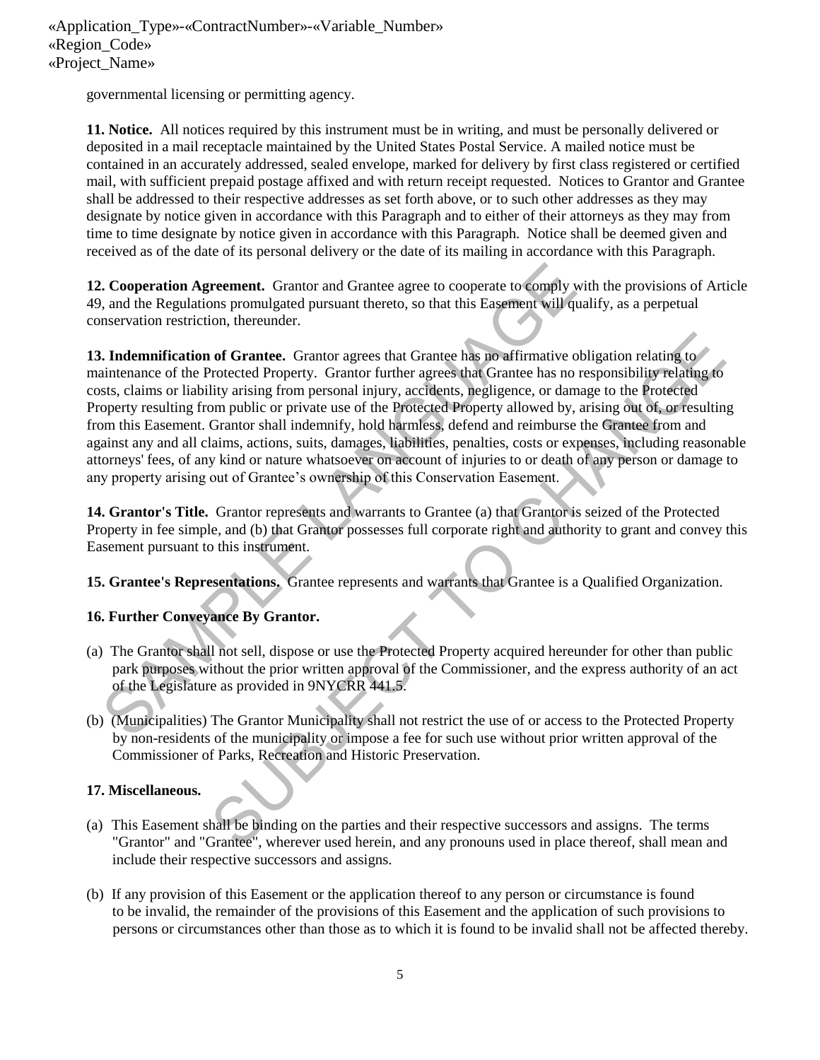governmental licensing or permitting agency.

**11. Notice.** All notices required by this instrument must be in writing, and must be personally delivered or deposited in a mail receptacle maintained by the United States Postal Service. A mailed notice must be contained in an accurately addressed, sealed envelope, marked for delivery by first class registered or certified mail, with sufficient prepaid postage affixed and with return receipt requested. Notices to Grantor and Grantee shall be addressed to their respective addresses as set forth above, or to such other addresses as they may designate by notice given in accordance with this Paragraph and to either of their attorneys as they may from time to time designate by notice given in accordance with this Paragraph. Notice shall be deemed given and received as of the date of its personal delivery or the date of its mailing in accordance with this Paragraph.

**12. Cooperation Agreement.** Grantor and Grantee agree to cooperate to comply with the provisions of Article 49, and the Regulations promulgated pursuant thereto, so that this Easement will qualify, as a perpetual conservation restriction, thereunder.

**13. Indemnification of Grantee.** Grantor agrees that Grantee has no affirmative obligation relating to maintenance of the Protected Property. Grantor further agrees that Grantee has no responsibility relating to costs, claims or liability arising from personal injury, accidents, negligence, or damage to the Protected Property resulting from public or private use of the Protected Property allowed by, arising out of, or resulting from this Easement. Grantor shall indemnify, hold harmless, defend and reimburse the Grantee from and against any and all claims, actions, suits, damages, liabilities, penalties, costs or expenses, including reasonable attorneys' fees, of any kind or nature whatsoever on account of injuries to or death of any person or damage to any property arising out of Grantee's ownership of this Conservation Easement.

**14. Grantor's Title.** Grantor represents and warrants to Grantee (a) that Grantor is seized of the Protected Property in fee simple, and (b) that Grantor possesses full corporate right and authority to grant and convey this Easement pursuant to this instrument.

**15. Grantee's Representations.** Grantee represents and warrants that Grantee is a Qualified Organization.

**16. Further Conveyance By Grantor.**

(a) The Grantor shall not sell, dispose or use the Protected Property acquired hereunder for other than public park purposes without the prior written approval of the Commissioner, and the express authority of an act of the Legislature as provided in 9NYCRR 441.5.

(b) (Municipalities) The Grantor Municipality shall not restrict the use of or access to the Protected Property by non-residents of the municipality or impose a fee for such use without prior written approval of the Commissioner of Parks, Recreation and Historic Preservation.

**17. Miscellaneous.**

(a) This Easement shall be binding on the parties and their respective successors and assigns. The terms "Grantor" and "Grantee", wherever used herein, and any pronouns used in place thereof, shall mean and include their respective successors and assigns.

(b) If any provision of this Easement or the application thereof to any person or circumstance is found to be invalid, the remainder of the provisions of this Easement and the application of such provisions to persons or circumstances other than those as to which it is found to be invalid shall not be affected thereby.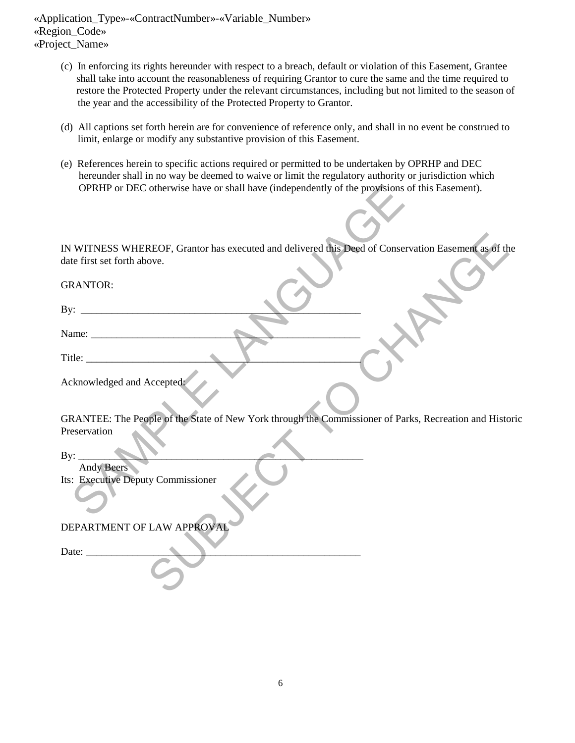«Application_Type»-«ContractNumber»-«Variable_Number»
«Region_Code»
«Project_Name»

(c) In enforcing its rights hereunder with respect to a breach, default or violation of this Easement, Grantee shall take into account the reasonableness of requiring Grantor to cure the same and the time required to restore the Protected Property under the relevant circumstances, including but not limited to the season of the year and the accessibility of the Protected Property to Grantor.

(d) All captions set forth herein are for convenience of reference only, and shall in no event be construed to limit, enlarge or modify any substantive provision of this Easement.

(e) References herein to specific actions required or permitted to be undertaken by OPRHP and DEC hereunder shall in no way be deemed to waive or limit the regulatory authority or jurisdiction which OPRHP or DEC otherwise have or shall have (independently of the provisions of this Easement).

IN WITNESS WHEREOF, Grantor has executed and delivered this Deed of Conservation Easement as of the date first set forth above.

GRANTOR:

By: ______________________________________________________

Name: ____________________________________________________

Title: _____________________________________________________

Acknowledged and Accepted:

GRANTEE: The People of the State of New York through the Commissioner of Parks, Recreation and Historic Preservation

By: ______________________________________________________
Andy Beers
Its: Executive Deputy Commissioner

DEPARTMENT OF LAW APPROVAL

Date: _____________________________________________________

SAMPLE LANGUAGE SUBJECT TO CHANGE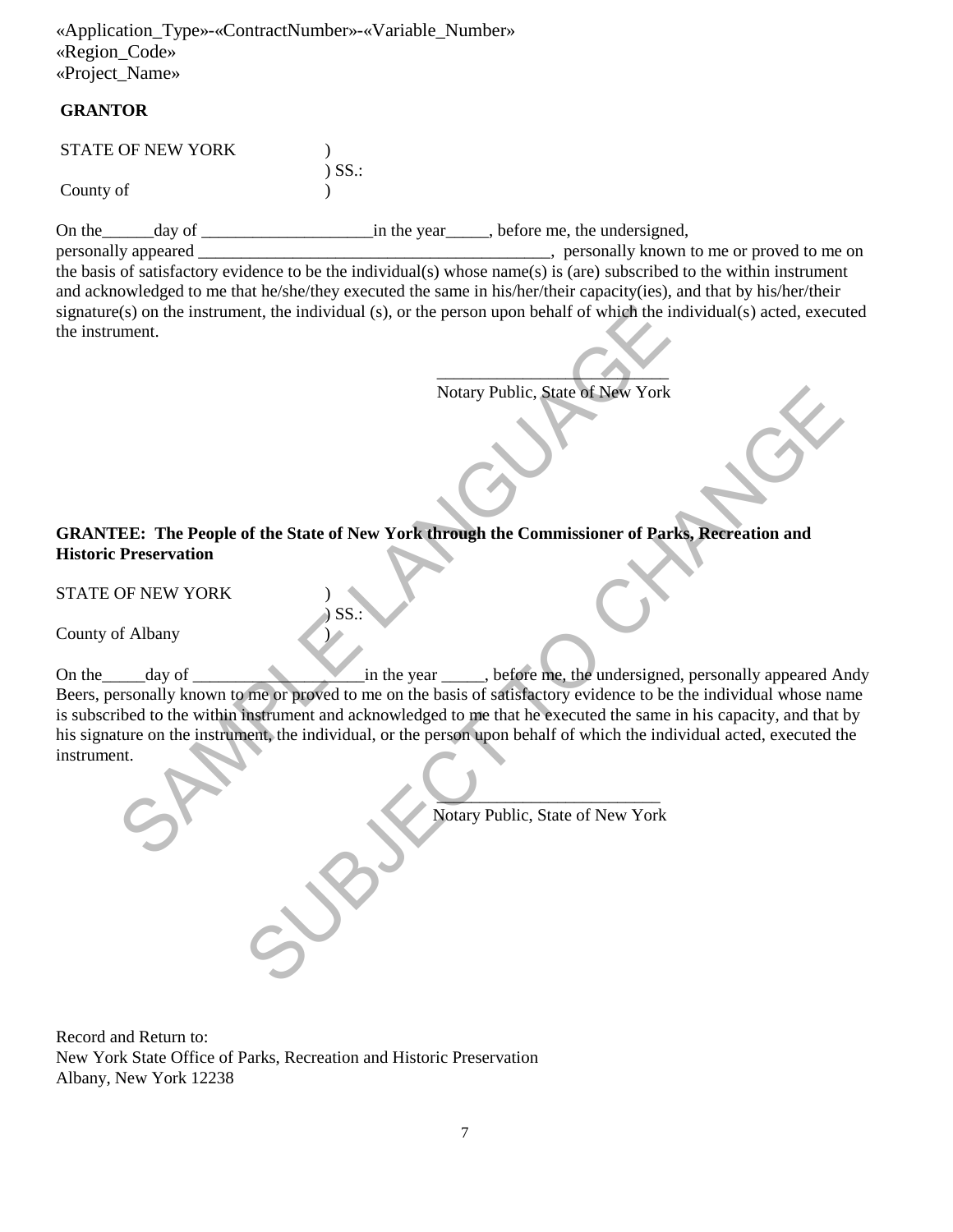«Application_Type»-«ContractNumber»-«Variable_Number»
«Region_Code»
«Project_Name»

**GRANTOR**

STATE OF NEW YORK )
) SS.:
County of )

On the______day of ____________________in the year_____, before me, the undersigned, personally appeared ___________________________________________, personally known to me or proved to me on the basis of satisfactory evidence to be the individual(s) whose name(s) is (are) subscribed to the within instrument and acknowledged to me that he/she/they executed the same in his/her/their capacity(ies), and that by his/her/their signature(s) on the instrument, the individual (s), or the person upon behalf of which the individual(s) acted, executed the instrument.

___________________________
Notary Public, State of New York

**GRANTEE: The People of the State of New York through the Commissioner of Parks, Recreation and Historic Preservation**

STATE OF NEW YORK )
) SS.:
County of Albany )

On the_____day of ____________________in the year _____, before me, the undersigned, personally appeared Andy Beers, personally known to me or proved to me on the basis of satisfactory evidence to be the individual whose name is subscribed to the within instrument and acknowledged to me that he executed the same in his capacity, and that by his signature on the instrument, the individual, or the person upon behalf of which the individual acted, executed the instrument.

__________________________
Notary Public, State of New York

SAMPLE LANGUAGE SUBJECT TO CHANGE

Record and Return to:
New York State Office of Parks, Recreation and Historic Preservation
Albany, New York 12238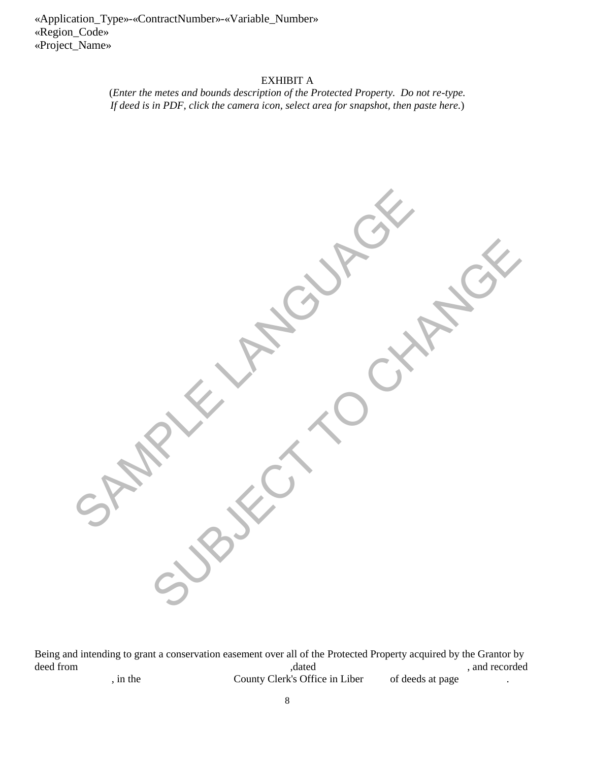«Application_Type»-«ContractNumber»-«Variable_Number»
«Region_Code»
«Project_Name»

EXHIBIT A

(*Enter the metes and bounds description of the Protected Property. Do not re-type. If deed is in PDF, click the camera icon, select area for snapshot, then paste here.*)

SAMPLE LANGUAGE
SUBJECT TO CHANGE

Being and intending to grant a conservation easement over all of the Protected Property acquired by the Grantor by deed from ,dated , and recorded , in the County Clerk's Office in Liber of deeds at page .